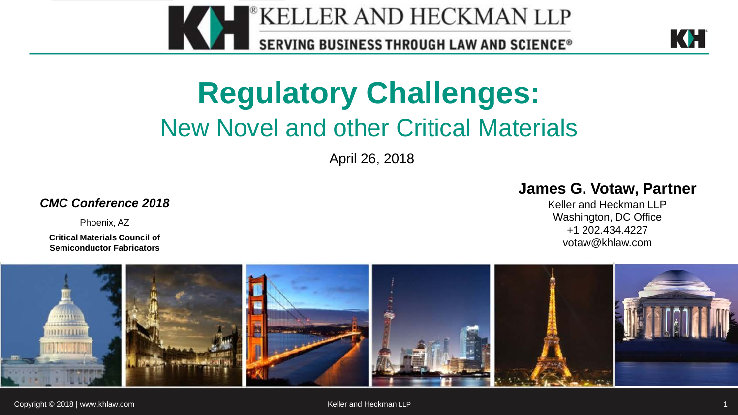KELLER AND HECKMAN LLP

SERVING BUSINESS THROUGH LAW AND SCIENCE®

# Regulatory Challenges:

## New Novel and other Critical Materials

April 26, 2018

***CMC Conference 2018***

Phoenix, AZ

**Critical Materials Council of Semiconductor Fabricators**

**James G. Votaw, Partner**

Keller and Heckman LLP
Washington, DC Office
+1 202.434.4227
votaw@khlaw.com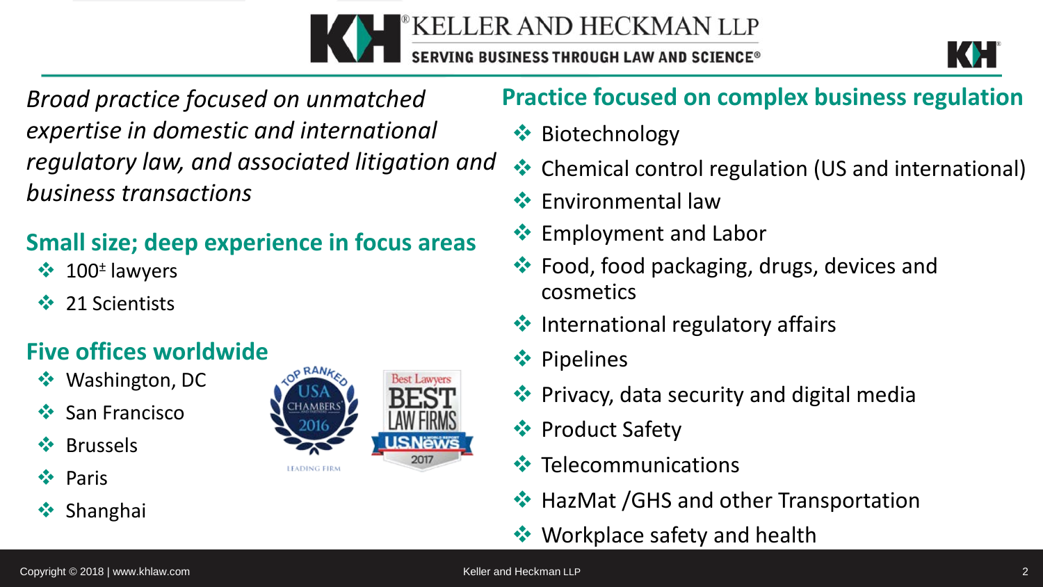*Broad practice focused on unmatched expertise in domestic and international regulatory law, and associated litigation and business transactions*

## Small size; deep experience in focus areas

- 100± lawyers
- 21 Scientists

## Five offices worldwide

- Washington, DC
- San Francisco
- Brussels
- Paris
- Shanghai

## Practice focused on complex business regulation

- Biotechnology
- Chemical control regulation (US and international)
- Environmental law
- Employment and Labor
- Food, food packaging, drugs, devices and cosmetics
- International regulatory affairs
- Pipelines
- Privacy, data security and digital media
- Product Safety
- Telecommunications
- HazMat /GHS and other Transportation
- Workplace safety and health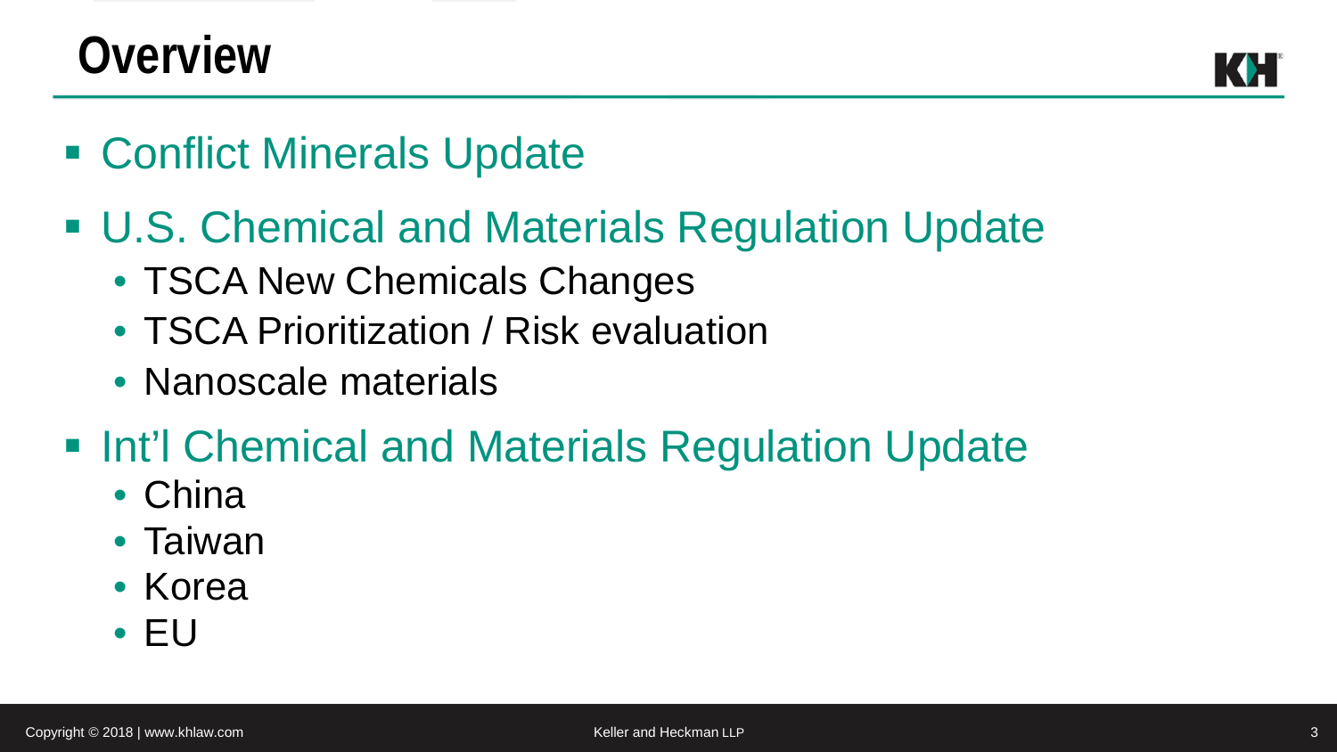# Overview

- Conflict Minerals Update
- U.S. Chemical and Materials Regulation Update
  - TSCA New Chemicals Changes
  - TSCA Prioritization / Risk evaluation
  - Nanoscale materials
- Int'l Chemical and Materials Regulation Update
  - China
  - Taiwan
  - Korea
  - EU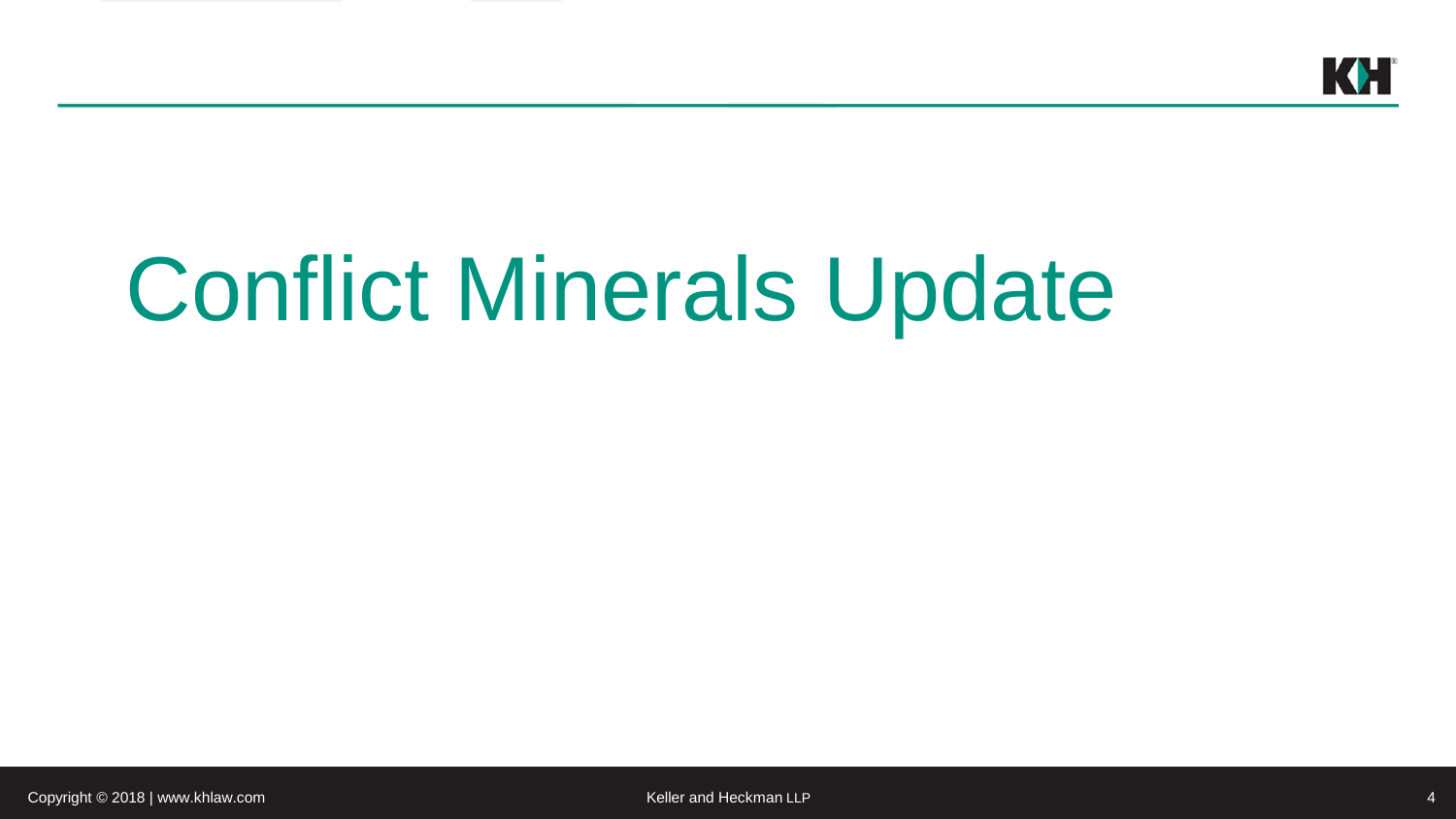# Conflict Minerals Update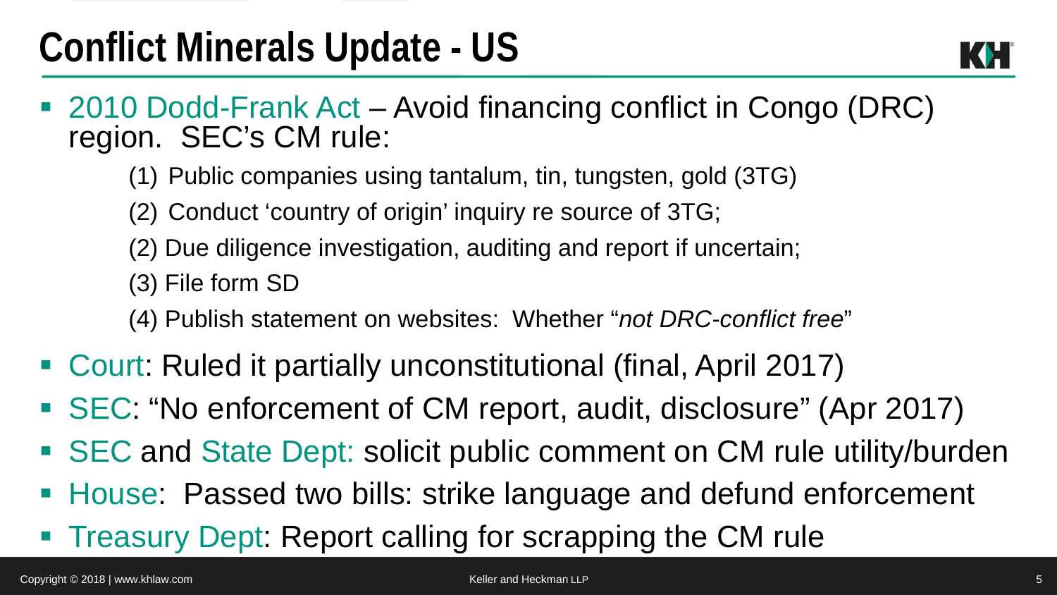# Conflict Minerals Update - US

- 2010 Dodd-Frank Act – Avoid financing conflict in Congo (DRC) region. SEC's CM rule:
  - (1) Public companies using tantalum, tin, tungsten, gold (3TG)
  - (2) Conduct 'country of origin' inquiry re source of 3TG;
  - (2) Due diligence investigation, auditing and report if uncertain;
  - (3) File form SD
  - (4) Publish statement on websites: Whether "*not DRC-conflict free*"
- Court: Ruled it partially unconstitutional (final, April 2017)
- SEC: "No enforcement of CM report, audit, disclosure" (Apr 2017)
- SEC and State Dept: solicit public comment on CM rule utility/burden
- House: Passed two bills: strike language and defund enforcement
- Treasury Dept: Report calling for scrapping the CM rule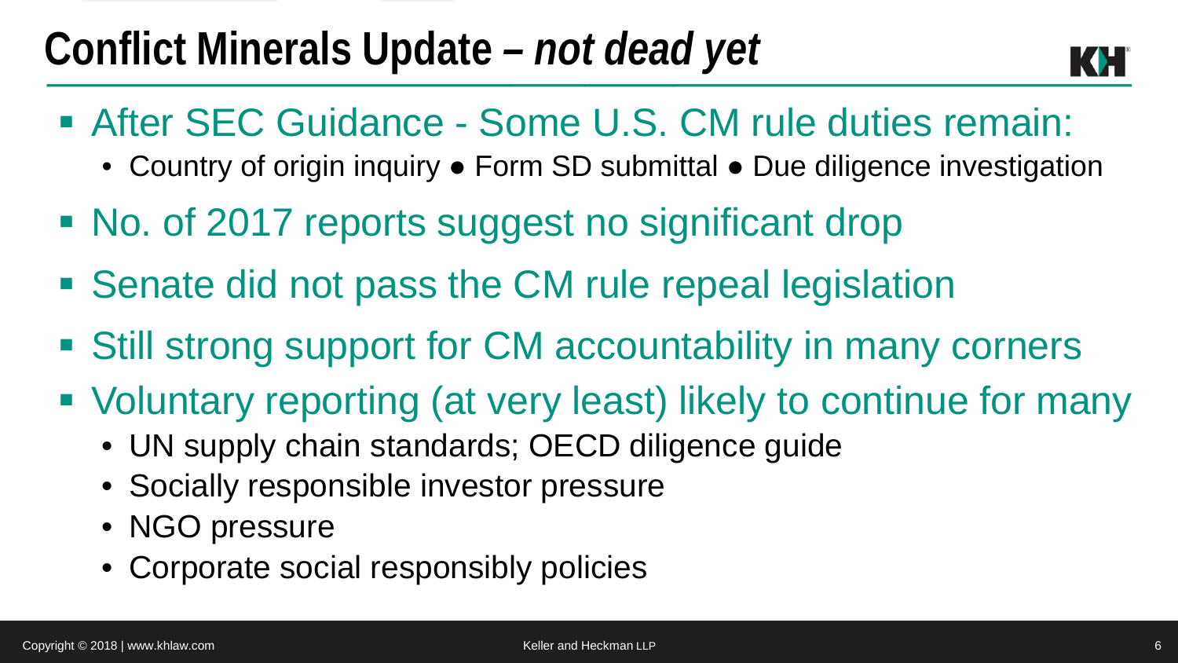# Conflict Minerals Update – *not dead yet*

- After SEC Guidance - Some U.S. CM rule duties remain:
  - Country of origin inquiry ● Form SD submittal ● Due diligence investigation
- No. of 2017 reports suggest no significant drop
- Senate did not pass the CM rule repeal legislation
- Still strong support for CM accountability in many corners
- Voluntary reporting (at very least) likely to continue for many
  - UN supply chain standards; OECD diligence guide
  - Socially responsible investor pressure
  - NGO pressure
  - Corporate social responsibly policies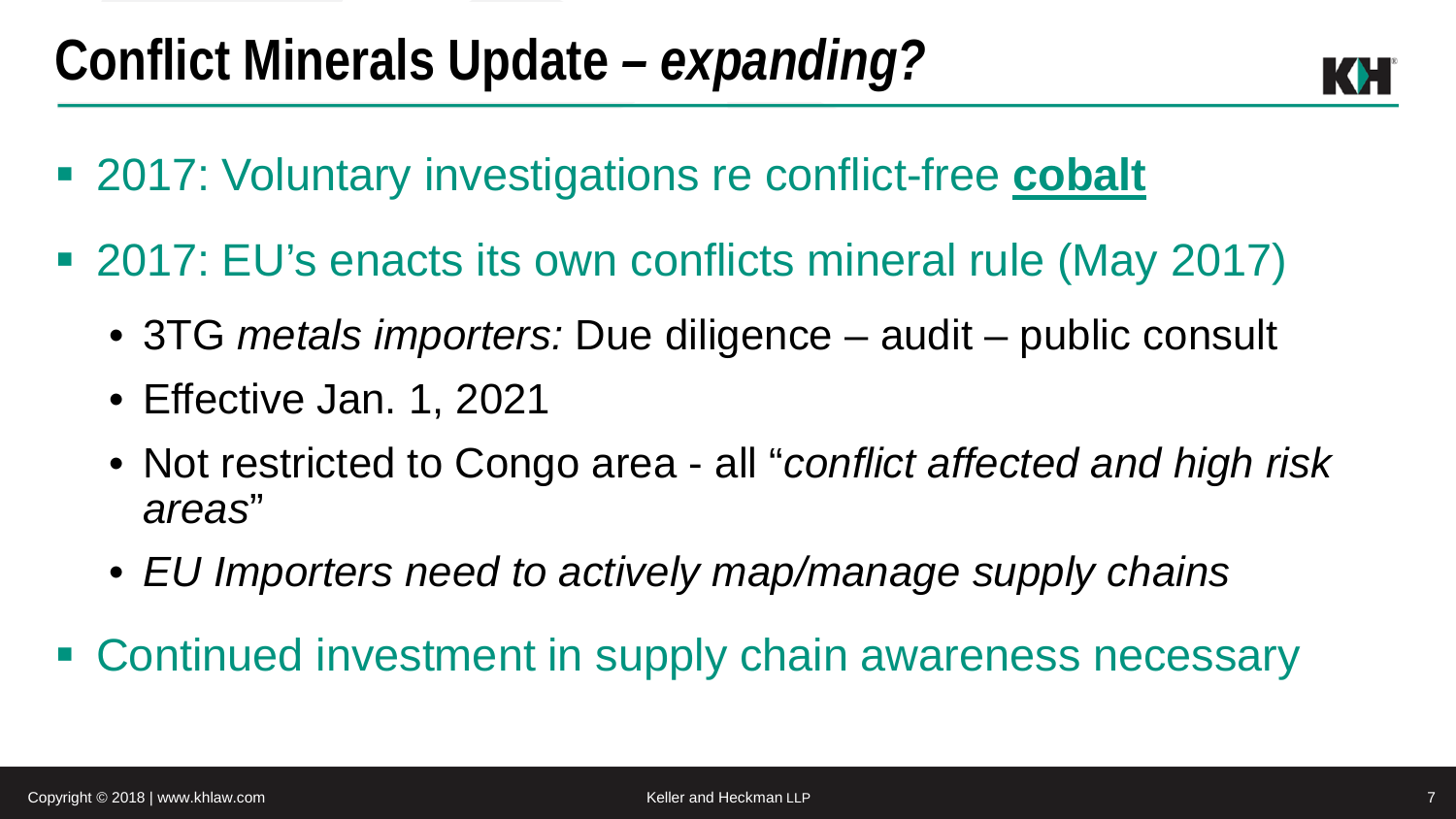# Conflict Minerals Update – *expanding?*

- 2017: Voluntary investigations re conflict-free **cobalt**
- 2017: EU's enacts its own conflicts mineral rule (May 2017)
  - 3TG *metals importers:* Due diligence – audit – public consult
  - Effective Jan. 1, 2021
  - Not restricted to Congo area - all "*conflict affected and high risk areas*"
  - *EU Importers need to actively map/manage supply chains*
- Continued investment in supply chain awareness necessary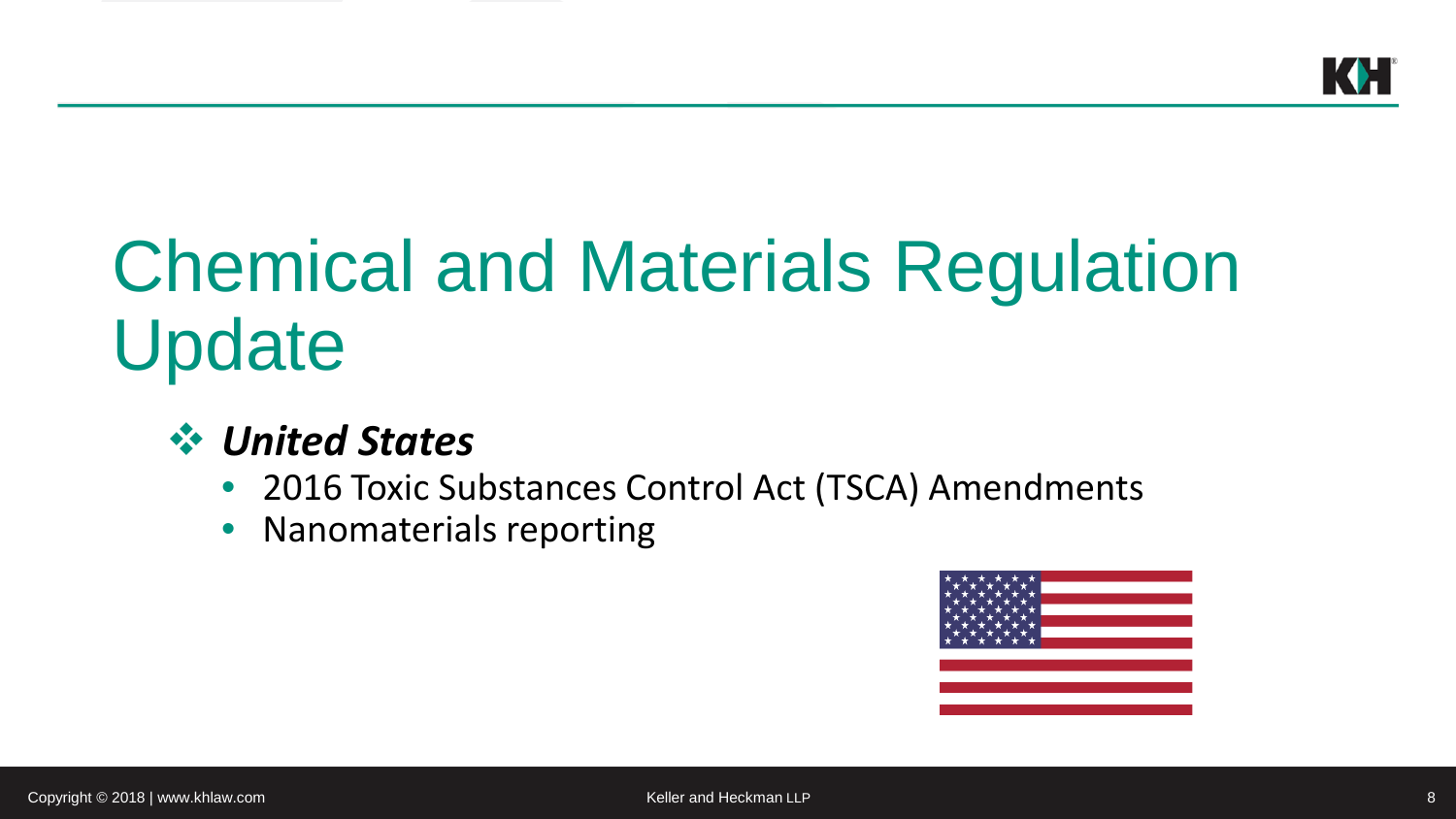# Chemical and Materials Regulation Update

- ***United States***
  - 2016 Toxic Substances Control Act (TSCA) Amendments
  - Nanomaterials reporting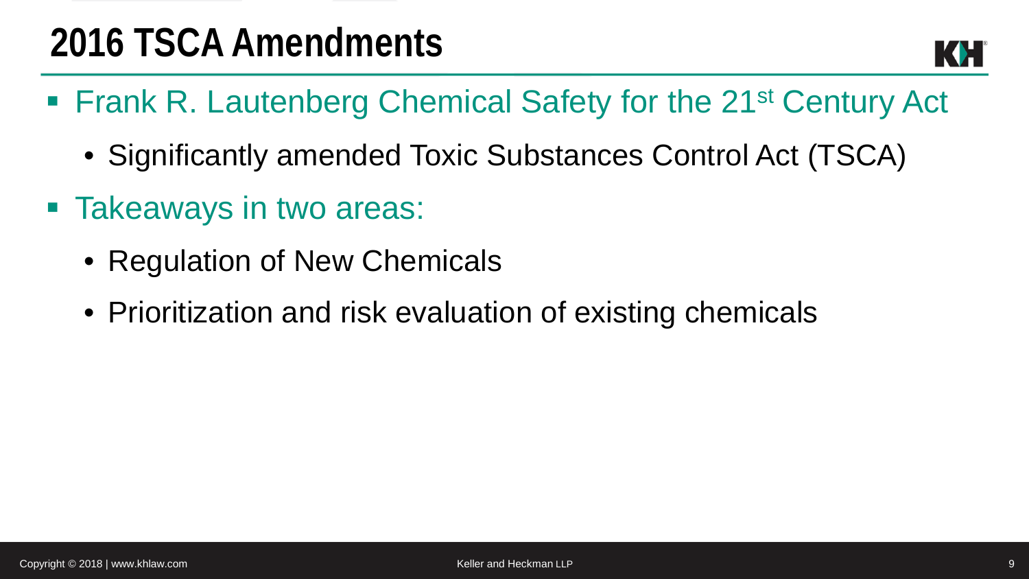# 2016 TSCA Amendments

- Frank R. Lautenberg Chemical Safety for the 21st Century Act
  - Significantly amended Toxic Substances Control Act (TSCA)
- Takeaways in two areas:
  - Regulation of New Chemicals
  - Prioritization and risk evaluation of existing chemicals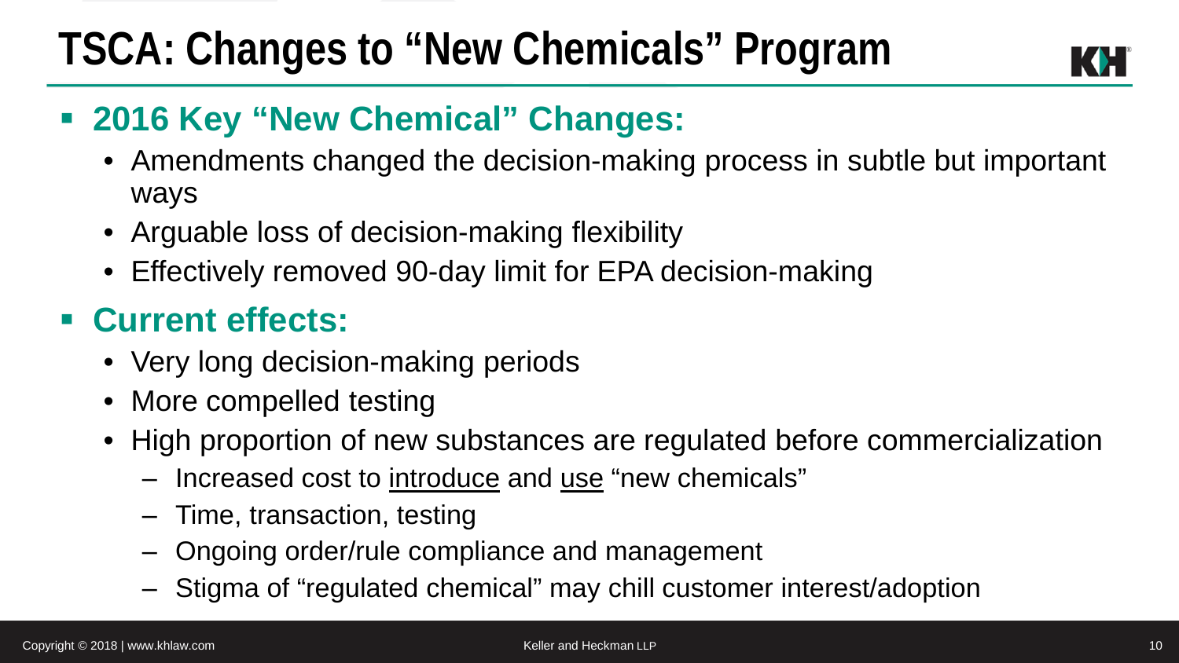# TSCA: Changes to “New Chemicals” Program

- **2016 Key “New Chemical” Changes:**
  - Amendments changed the decision-making process in subtle but important ways
  - Arguable loss of decision-making flexibility
  - Effectively removed 90-day limit for EPA decision-making
- **Current effects:**
  - Very long decision-making periods
  - More compelled testing
  - High proportion of new substances are regulated before commercialization
    - Increased cost to <u>introduce</u> and <u>use</u> “new chemicals”
    - Time, transaction, testing
    - Ongoing order/rule compliance and management
    - Stigma of “regulated chemical” may chill customer interest/adoption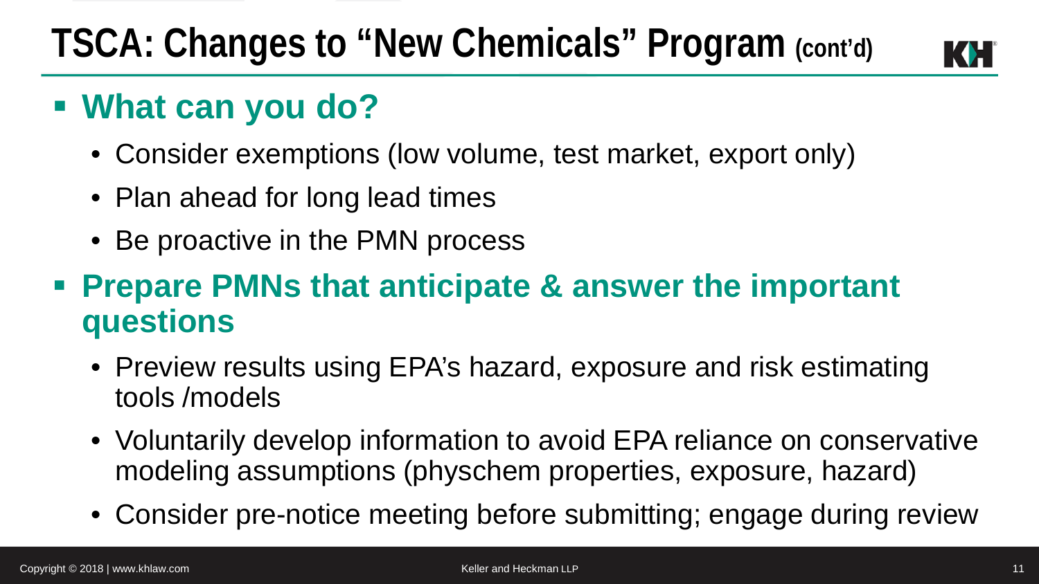# TSCA: Changes to "New Chemicals" Program (cont'd)

- **What can you do?**
  - Consider exemptions (low volume, test market, export only)
  - Plan ahead for long lead times
  - Be proactive in the PMN process
- **Prepare PMNs that anticipate & answer the important questions**
  - Preview results using EPA's hazard, exposure and risk estimating tools /models
  - Voluntarily develop information to avoid EPA reliance on conservative modeling assumptions (physchem properties, exposure, hazard)
  - Consider pre-notice meeting before submitting; engage during review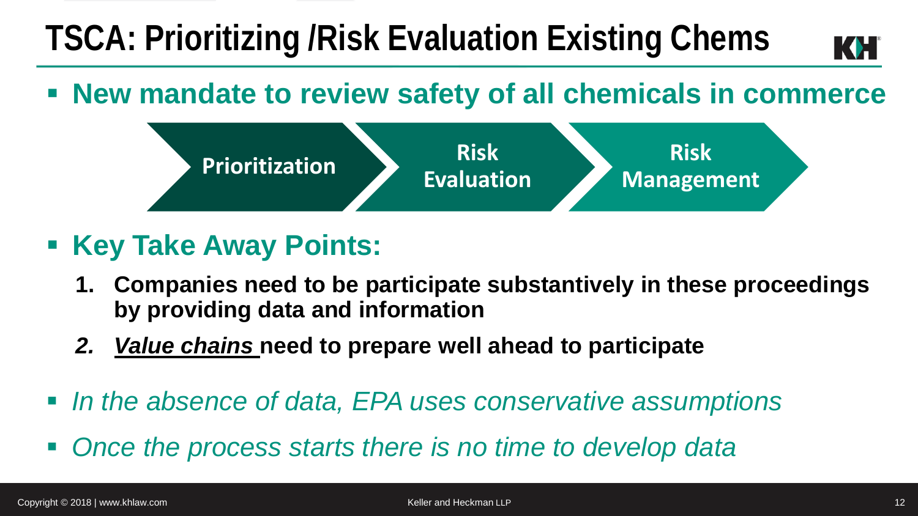# TSCA: Prioritizing /Risk Evaluation Existing Chems

- **New mandate to review safety of all chemicals in commerce**

**Prioritization** → **Risk Evaluation** → **Risk Management**

- **Key Take Away Points:**
  1. **Companies need to be participate substantively in these proceedings by providing data and information**
  2. ***Value chains*** **need to prepare well ahead to participate**

- *In the absence of data, EPA uses conservative assumptions*
- *Once the process starts there is no time to develop data*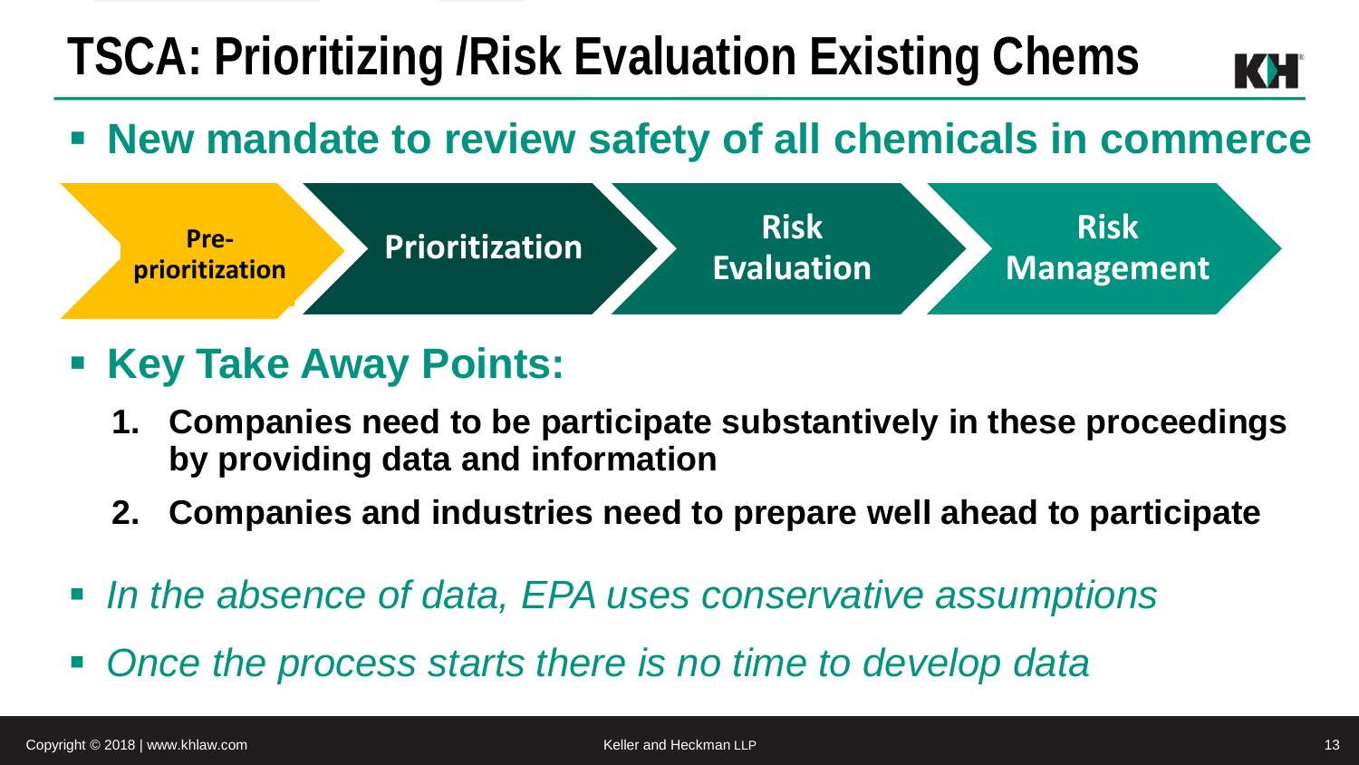# TSCA: Prioritizing /Risk Evaluation Existing Chems

- **New mandate to review safety of all chemicals in commerce**

**Pre-prioritization** → **Prioritization** → **Risk Evaluation** → **Risk Management**

- **Key Take Away Points:**
  1. **Companies need to be participate substantively in these proceedings by providing data and information**
  2. **Companies and industries need to prepare well ahead to participate**

- *In the absence of data, EPA uses conservative assumptions*
- *Once the process starts there is no time to develop data*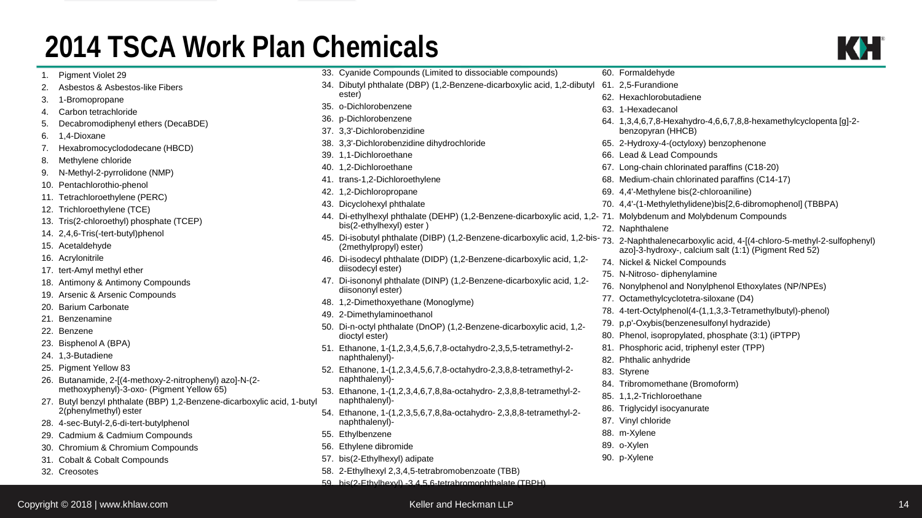# 2014 TSCA Work Plan Chemicals

1. Pigment Violet 29
2. Asbestos & Asbestos-like Fibers
3. 1-Bromopropane
4. Carbon tetrachloride
5. Decabromodiphenyl ethers (DecaBDE)
6. 1,4-Dioxane
7. Hexabromocyclododecane (HBCD)
8. Methylene chloride
9. N-Methyl-2-pyrrolidone (NMP)
10. Pentachlorothio-phenol
11. Tetrachloroethylene (PERC)
12. Trichloroethylene (TCE)
13. Tris(2-chloroethyl) phosphate (TCEP)
14. 2,4,6-Tris(-tert-butyl)phenol
15. Acetaldehyde
16. Acrylonitrile
17. tert-Amyl methyl ether
18. Antimony & Antimony Compounds
19. Arsenic & Arsenic Compounds
20. Barium Carbonate
21. Benzenamine
22. Benzene
23. Bisphenol A (BPA)
24. 1,3-Butadiene
25. Pigment Yellow 83
26. Butanamide, 2-[(4-methoxy-2-nitrophenyl) azo]-N-(2-methoxyphenyl)-3-oxo- (Pigment Yellow 65)
27. Butyl benzyl phthalate (BBP) 1,2-Benzene-dicarboxylic acid, 1-butyl 2(phenylmethyl) ester
28. 4-sec-Butyl-2,6-di-tert-butylphenol
29. Cadmium & Cadmium Compounds
30. Chromium & Chromium Compounds
31. Cobalt & Cobalt Compounds
32. Creosotes
33. Cyanide Compounds (Limited to dissociable compounds)
34. Dibutyl phthalate (DBP) (1,2-Benzene-dicarboxylic acid, 1,2-dibutyl ester)
35. o-Dichlorobenzene
36. p-Dichlorobenzene
37. 3,3'-Dichlorobenzidine
38. 3,3'-Dichlorobenzidine dihydrochloride
39. 1,1-Dichloroethane
40. 1,2-Dichloroethane
41. trans-1,2-Dichloroethylene
42. 1,2-Dichloropropane
43. Dicyclohexyl phthalate
44. Di-ethylhexyl phthalate (DEHP) (1,2-Benzene-dicarboxylic acid, 1,2-bis(2-ethylhexyl) ester )
45. Di-isobutyl phthalate (DIBP) (1,2-Benzene-dicarboxylic acid, 1,2-bis-(2methylpropyl) ester)
46. Di-isodecyl phthalate (DIDP) (1,2-Benzene-dicarboxylic acid, 1,2-diisodecyl ester)
47. Di-isononyl phthalate (DINP) (1,2-Benzene-dicarboxylic acid, 1,2-diisononyl ester)
48. 1,2-Dimethoxyethane (Monoglyme)
49. 2-Dimethylaminoethanol
50. Di-n-octyl phthalate (DnOP) (1,2-Benzene-dicarboxylic acid, 1,2-dioctyl ester)
51. Ethanone, 1-(1,2,3,4,5,6,7,8-octahydro-2,3,5,5-tetramethyl-2-naphthalenyl)-
52. Ethanone, 1-(1,2,3,4,5,6,7,8-octahydro-2,3,8,8-tetramethyl-2-naphthalenyl)-
53. Ethanone, 1-(1,2,3,4,6,7,8,8a-octahydro- 2,3,8,8-tetramethyl-2-naphthalenyl)-
54. Ethanone, 1-(1,2,3,5,6,7,8,8a-octahydro- 2,3,8,8-tetramethyl-2-naphthalenyl)-
55. Ethylbenzene
56. Ethylene dibromide
57. bis(2-Ethylhexyl) adipate
58. 2-Ethylhexyl 2,3,4,5-tetrabromobenzoate (TBB)
59. bis(2-Ethylhexyl) -3,4,5,6-tetrabromophthalate (TBPH)
60. Formaldehyde
61. 2,5-Furandione
62. Hexachlorobutadiene
63. 1-Hexadecanol
64. 1,3,4,6,7,8-Hexahydro-4,6,6,7,8,8-hexamethylcyclopenta [g]-2-benzopyran (HHCB)
65. 2-Hydroxy-4-(octyloxy) benzophenone
66. Lead & Lead Compounds
67. Long-chain chlorinated paraffins (C18-20)
68. Medium-chain chlorinated paraffins (C14-17)
69. 4,4'-Methylene bis(2-chloroaniline)
70. 4,4'-(1-Methylethylidene)bis[2,6-dibromophenol] (TBBPA)
71. Molybdenum and Molybdenum Compounds
72. Naphthalene
73. 2-Naphthalenecarboxylic acid, 4-[(4-chloro-5-methyl-2-sulfophenyl) azo]-3-hydroxy-, calcium salt (1:1) (Pigment Red 52)
74. Nickel & Nickel Compounds
75. N-Nitroso- diphenylamine
76. Nonylphenol and Nonylphenol Ethoxylates (NP/NPEs)
77. Octamethylcyclotetra-siloxane (D4)
78. 4-tert-Octylphenol(4-(1,1,3,3-Tetramethylbutyl)-phenol)
79. p,p'-Oxybis(benzenesulfonyl hydrazide)
80. Phenol, isopropylated, phosphate (3:1) (iPTPP)
81. Phosphoric acid, triphenyl ester (TPP)
82. Phthalic anhydride
83. Styrene
84. Tribromomethane (Bromoform)
85. 1,1,2-Trichloroethane
86. Triglycidyl isocyanurate
87. Vinyl chloride
88. m-Xylene
89. o-Xylen
90. p-Xylene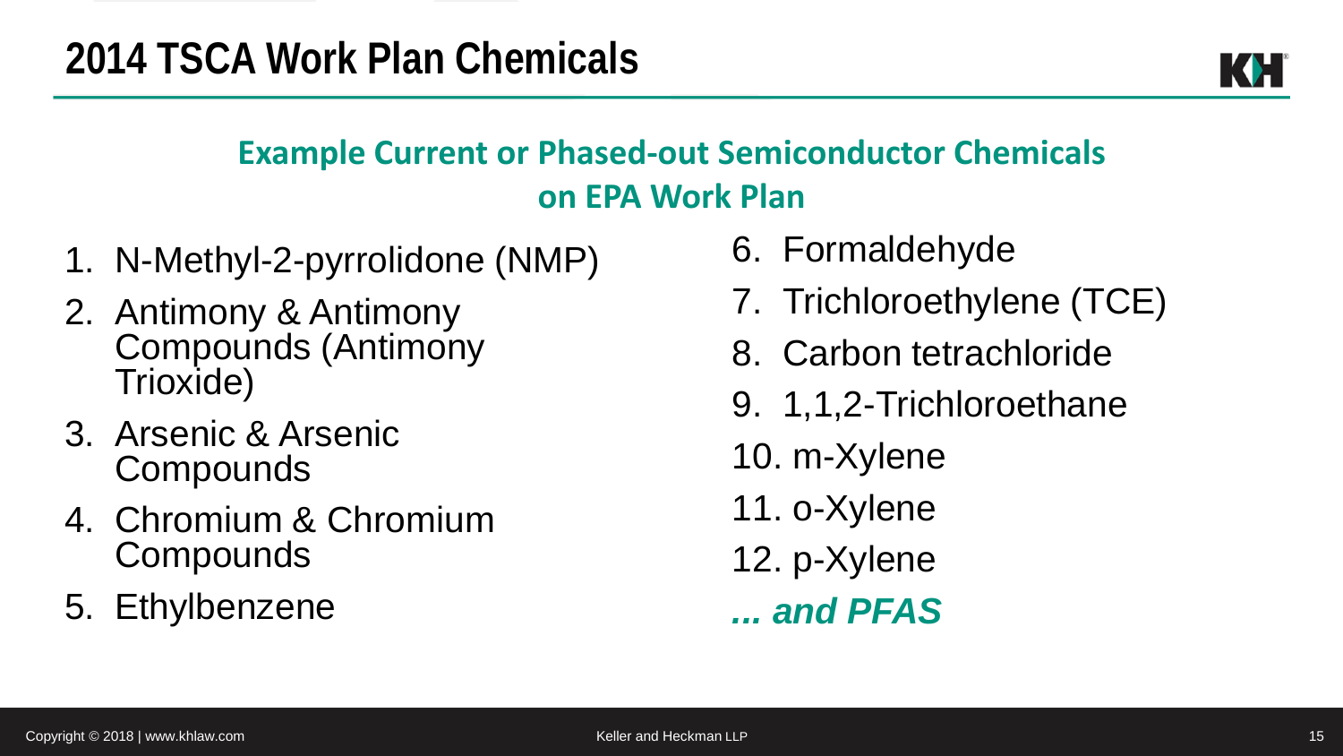# 2014 TSCA Work Plan Chemicals

## Example Current or Phased-out Semiconductor Chemicals on EPA Work Plan

1. N-Methyl-2-pyrrolidone (NMP)
2. Antimony & Antimony Compounds (Antimony Trioxide)
3. Arsenic & Arsenic Compounds
4. Chromium & Chromium Compounds
5. Ethylbenzene
6. Formaldehyde
7. Trichloroethylene (TCE)
8. Carbon tetrachloride
9. 1,1,2-Trichloroethane
10. m-Xylene
11. o-Xylene
12. p-Xylene

***... and PFAS***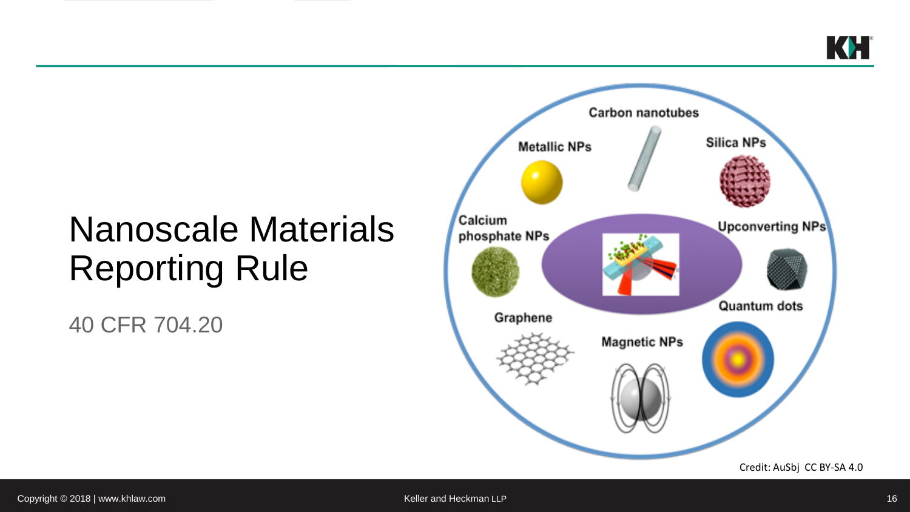# Nanoscale Materials Reporting Rule

40 CFR 704.20

Credit: AuSbj CC BY-SA 4.0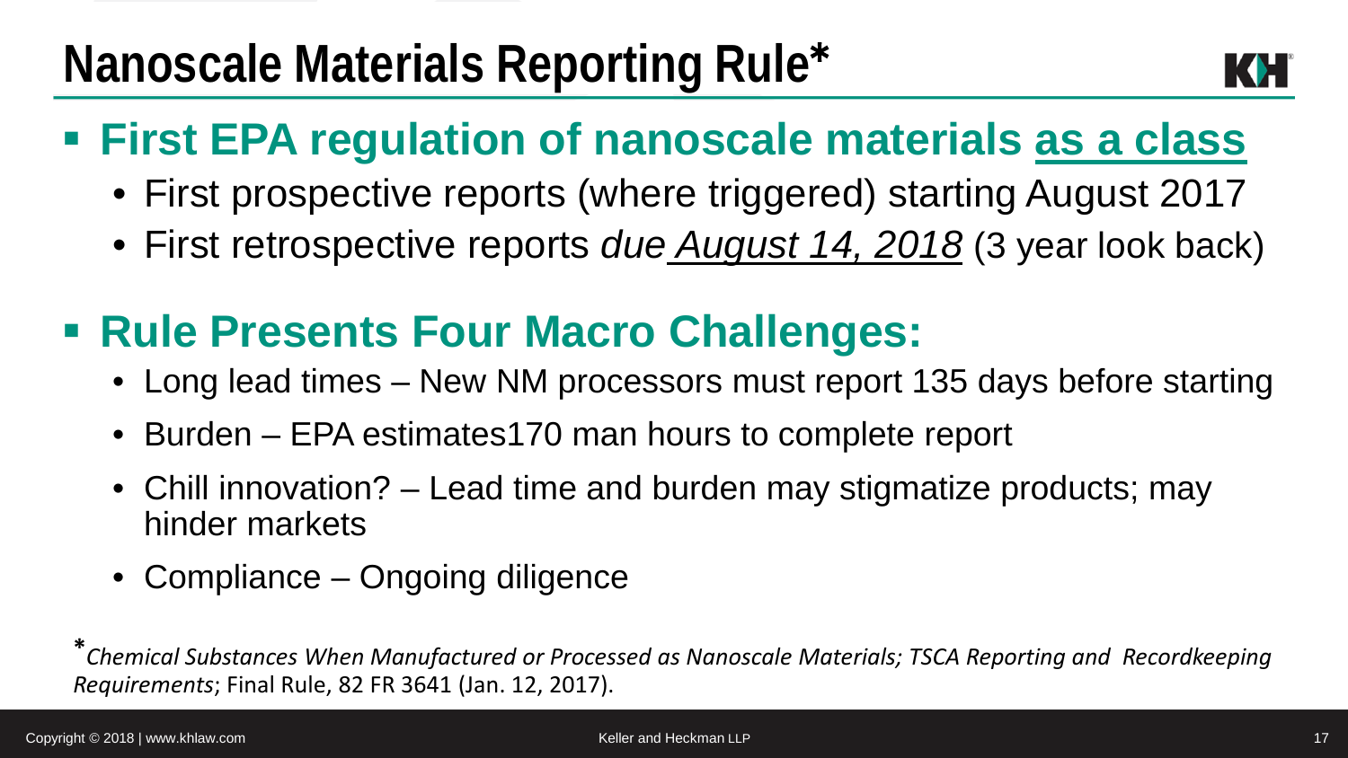# Nanoscale Materials Reporting Rule*

- **First EPA regulation of nanoscale materials <u>as a class</u>**
  - First prospective reports (where triggered) starting August 2017
  - First retrospective reports *due <u>August 14, 2018</u>* (3 year look back)

- **Rule Presents Four Macro Challenges:**
  - Long lead times – New NM processors must report 135 days before starting
  - Burden – EPA estimates170 man hours to complete report
  - Chill innovation? – Lead time and burden may stigmatize products; may hinder markets
  - Compliance – Ongoing diligence

\* *Chemical Substances When Manufactured or Processed as Nanoscale Materials; TSCA Reporting and Recordkeeping Requirements*; Final Rule, 82 FR 3641 (Jan. 12, 2017).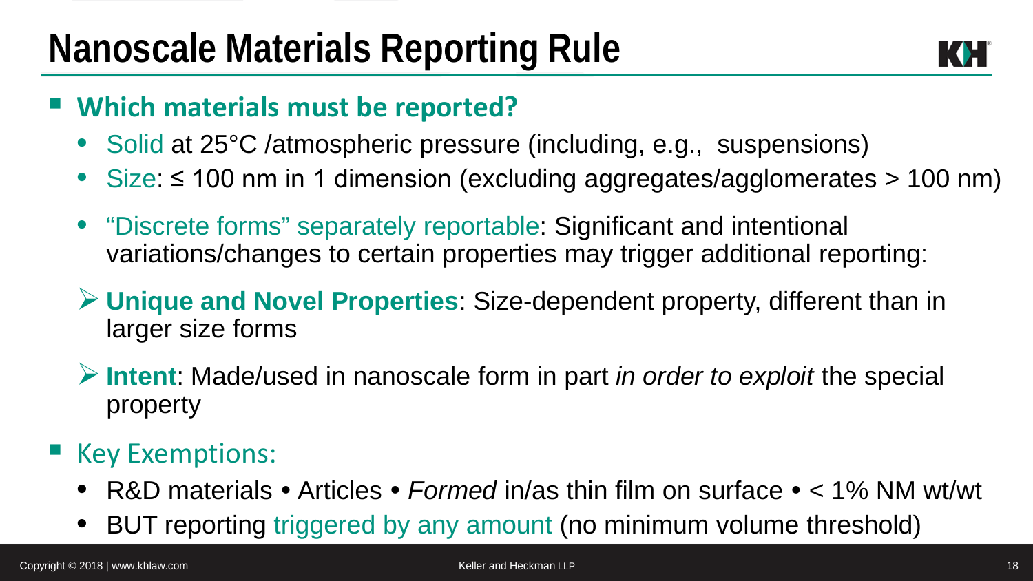# Nanoscale Materials Reporting Rule

- **Which materials must be reported?**
  - Solid at 25°C /atmospheric pressure (including, e.g., suspensions)
  - Size: ≤ 100 nm in 1 dimension (excluding aggregates/agglomerates > 100 nm)
  - "Discrete forms" separately reportable: Significant and intentional variations/changes to certain properties may trigger additional reporting:
    - **Unique and Novel Properties**: Size-dependent property, different than in larger size forms
    - **Intent**: Made/used in nanoscale form in part *in order to exploit* the special property
- Key Exemptions:
  - R&D materials • Articles • *Formed* in/as thin film on surface • < 1% NM wt/wt
  - BUT reporting triggered by any amount (no minimum volume threshold)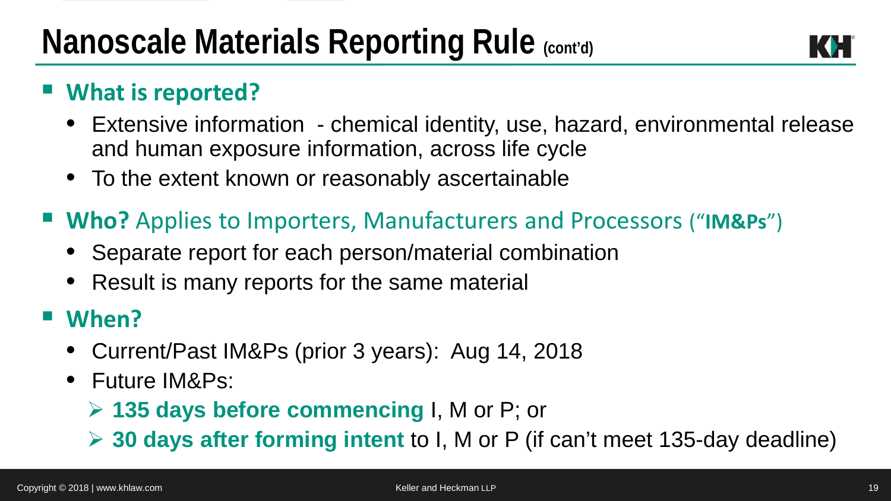# Nanoscale Materials Reporting Rule (cont'd)

- **What is reported?**
  - Extensive information - chemical identity, use, hazard, environmental release and human exposure information, across life cycle
  - To the extent known or reasonably ascertainable
- **Who?** Applies to Importers, Manufacturers and Processors ("**IM&Ps**")
  - Separate report for each person/material combination
  - Result is many reports for the same material
- **When?**
  - Current/Past IM&Ps (prior 3 years): Aug 14, 2018
  - Future IM&Ps:
    - **135 days before commencing** I, M or P; or
    - **30 days after forming intent** to I, M or P (if can't meet 135-day deadline)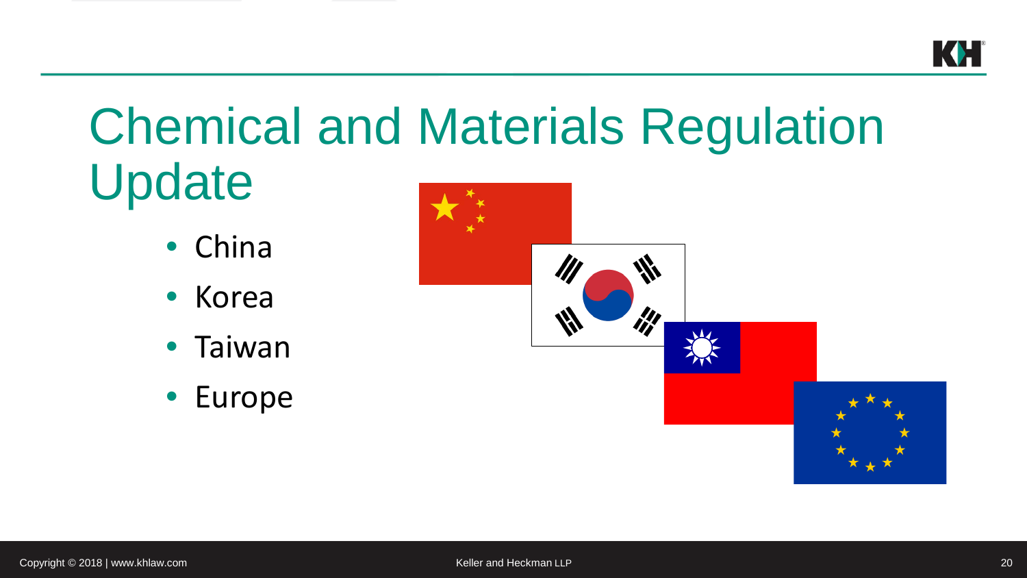# Chemical and Materials Regulation Update

- China
- Korea
- Taiwan
- Europe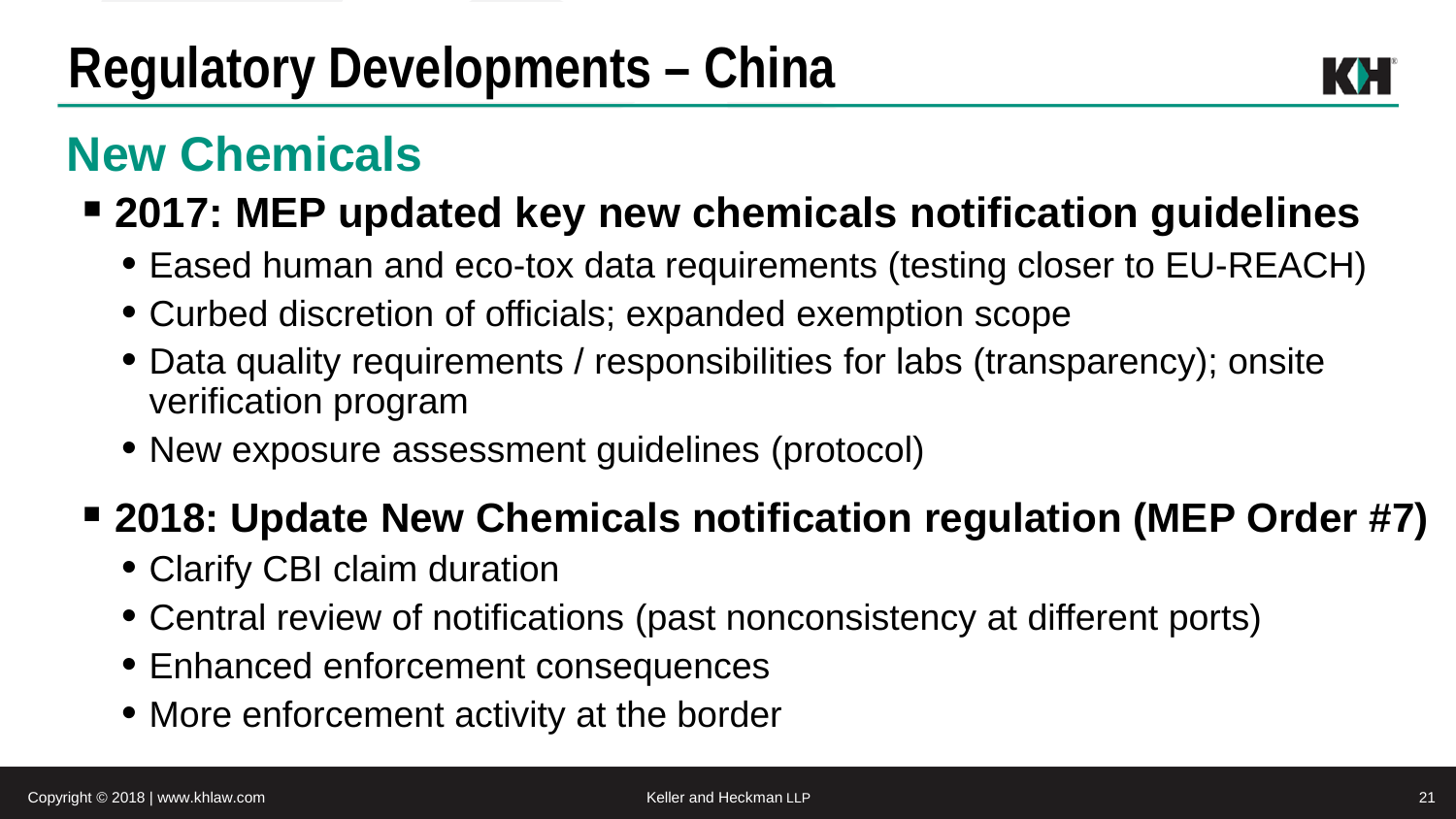# Regulatory Developments – China

## New Chemicals

- **2017: MEP updated key new chemicals notification guidelines**
  - Eased human and eco-tox data requirements (testing closer to EU-REACH)
  - Curbed discretion of officials; expanded exemption scope
  - Data quality requirements / responsibilities for labs (transparency); onsite verification program
  - New exposure assessment guidelines (protocol)
- **2018: Update New Chemicals notification regulation (MEP Order #7)**
  - Clarify CBI claim duration
  - Central review of notifications (past nonconsistency at different ports)
  - Enhanced enforcement consequences
  - More enforcement activity at the border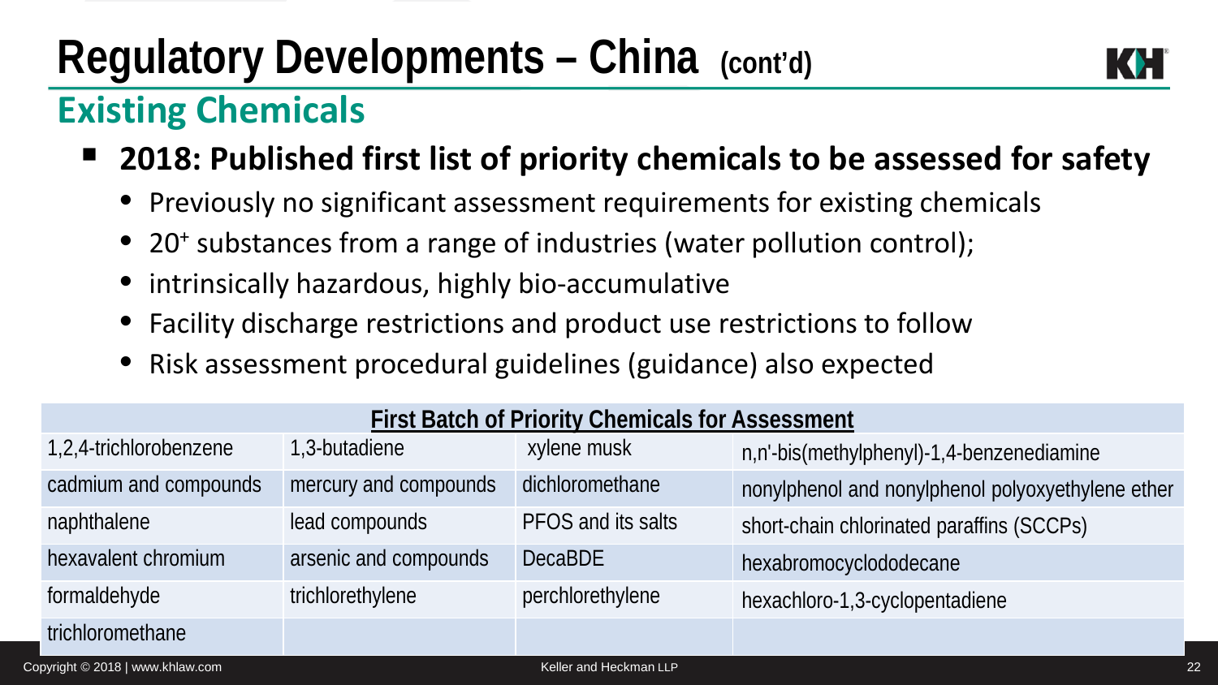# Regulatory Developments – China (cont'd)

## Existing Chemicals

- **2018: Published first list of priority chemicals to be assessed for safety**
  - Previously no significant assessment requirements for existing chemicals
  - $20^+$ substances from a range of industries (water pollution control);
  - intrinsically hazardous, highly bio-accumulative
  - Facility discharge restrictions and product use restrictions to follow
  - Risk assessment procedural guidelines (guidance) also expected

| First Batch of Priority Chemicals for Assessment | | | |
|---|---|---|---|
| 1,2,4-trichlorobenzene | 1,3-butadiene | xylene musk | n,n'-bis(methylphenyl)-1,4-benzenediamine |
| cadmium and compounds | mercury and compounds | dichloromethane | nonylphenol and nonylphenol polyoxyethylene ether |
| naphthalene | lead compounds | PFOS and its salts | short-chain chlorinated paraffins (SCCPs) |
| hexavalent chromium | arsenic and compounds | DecaBDE | hexabromocyclododecane |
| formaldehyde | trichlorethylene | perchlorethylene | hexachloro-1,3-cyclopentadiene |
| trichloromethane | | | |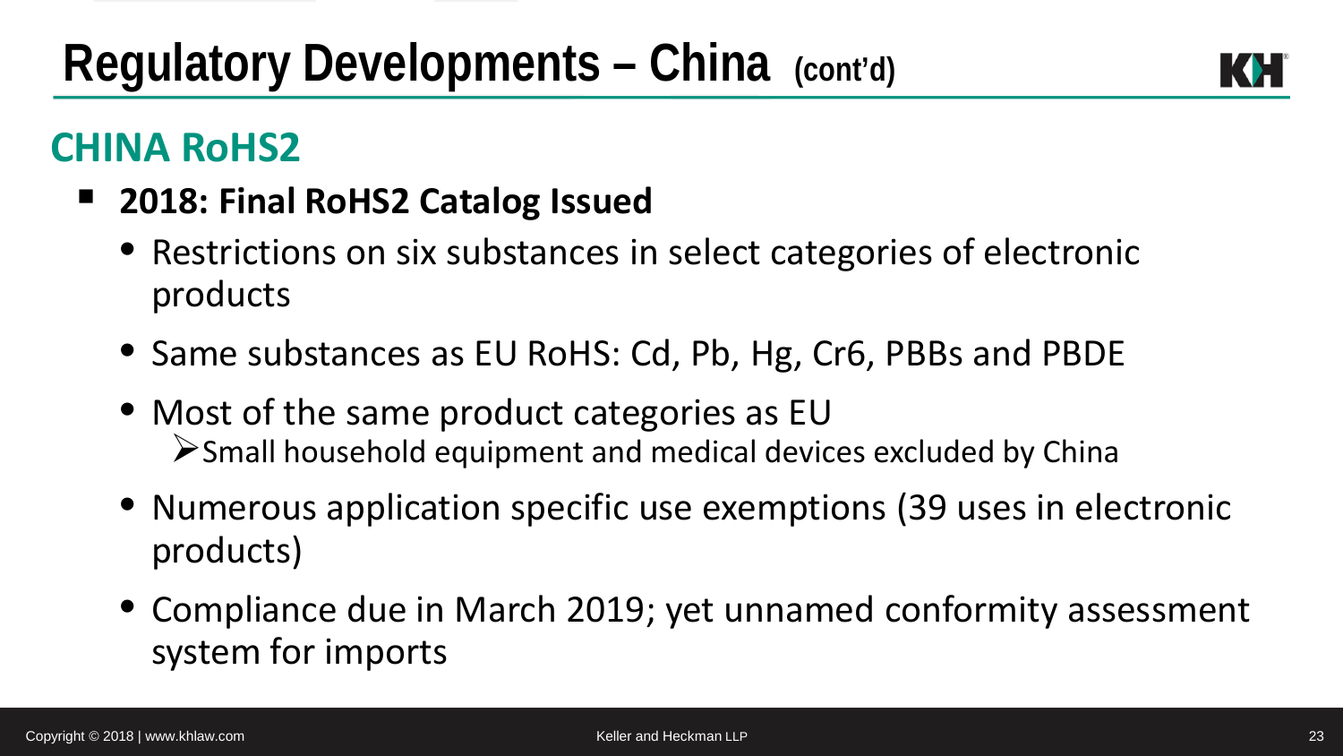# Regulatory Developments – China (cont'd)

## CHINA RoHS2

- **2018: Final RoHS2 Catalog Issued**
  - Restrictions on six substances in select categories of electronic products
  - Same substances as EU RoHS: Cd, Pb, Hg, Cr6, PBBs and PBDE
  - Most of the same product categories as EU
    - Small household equipment and medical devices excluded by China
  - Numerous application specific use exemptions (39 uses in electronic products)
  - Compliance due in March 2019; yet unnamed conformity assessment system for imports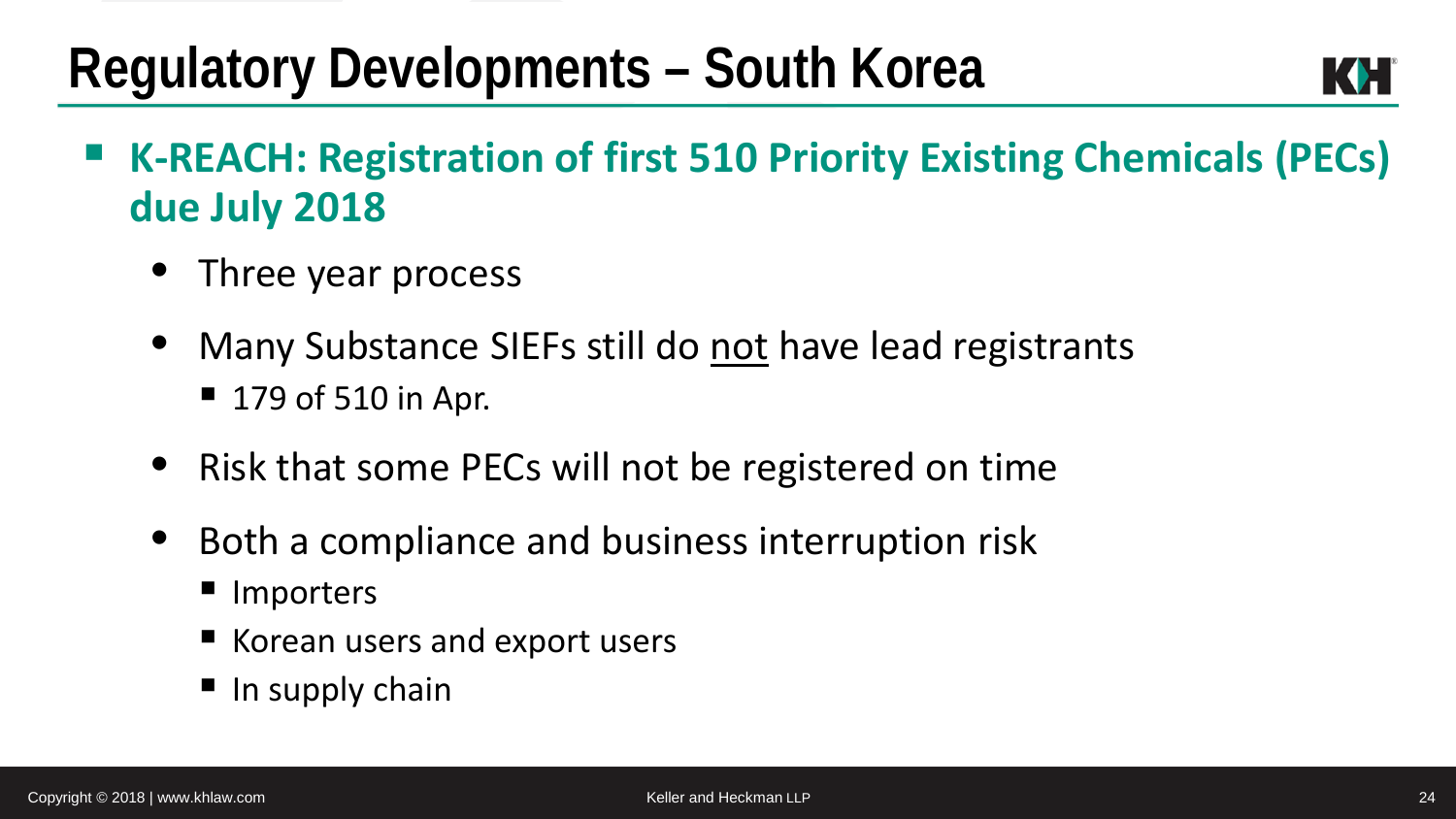# Regulatory Developments – South Korea

- **K-REACH: Registration of first 510 Priority Existing Chemicals (PECs) due July 2018**
  - Three year process
  - Many Substance SIEFs still do <u>not</u> have lead registrants
    - 179 of 510 in Apr.
  - Risk that some PECs will not be registered on time
  - Both a compliance and business interruption risk
    - Importers
    - Korean users and export users
    - In supply chain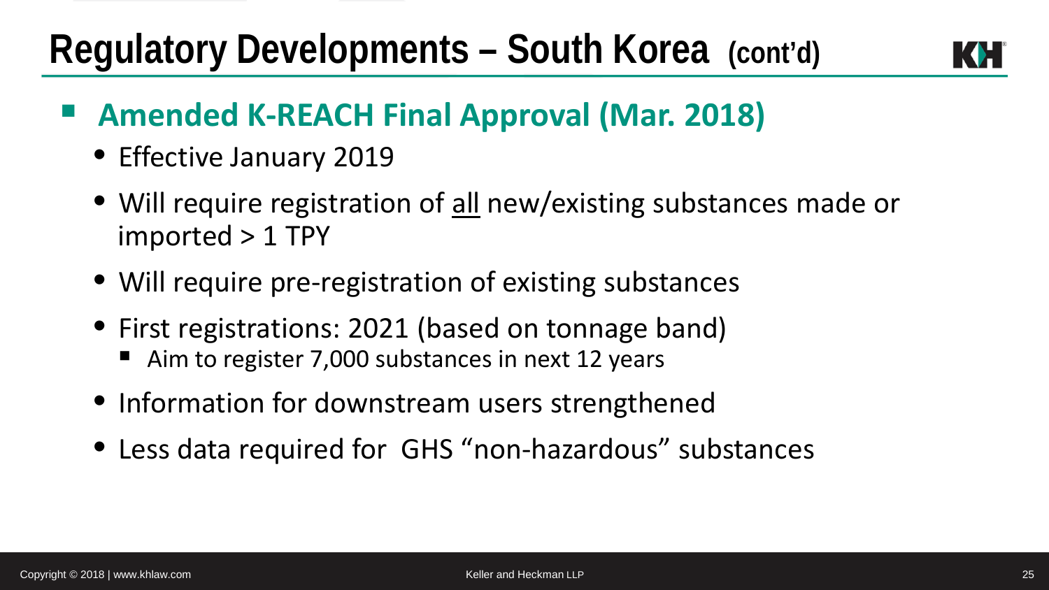# Regulatory Developments – South Korea (cont'd)

- **Amended K-REACH Final Approval (Mar. 2018)**
  - Effective January 2019
  - Will require registration of <u>all</u> new/existing substances made or imported > 1 TPY
  - Will require pre-registration of existing substances
  - First registrations: 2021 (based on tonnage band)
    - Aim to register 7,000 substances in next 12 years
  - Information for downstream users strengthened
  - Less data required for GHS "non-hazardous" substances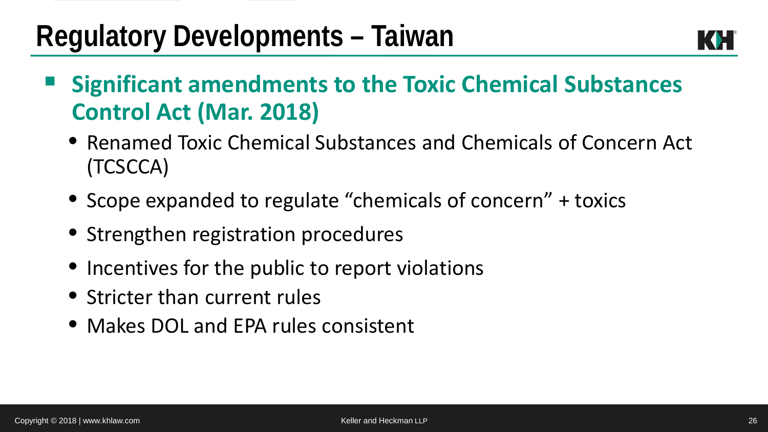# Regulatory Developments – Taiwan

- **Significant amendments to the Toxic Chemical Substances Control Act (Mar. 2018)**
  - Renamed Toxic Chemical Substances and Chemicals of Concern Act (TCSCCA)
  - Scope expanded to regulate "chemicals of concern" + toxics
  - Strengthen registration procedures
  - Incentives for the public to report violations
  - Stricter than current rules
  - Makes DOL and EPA rules consistent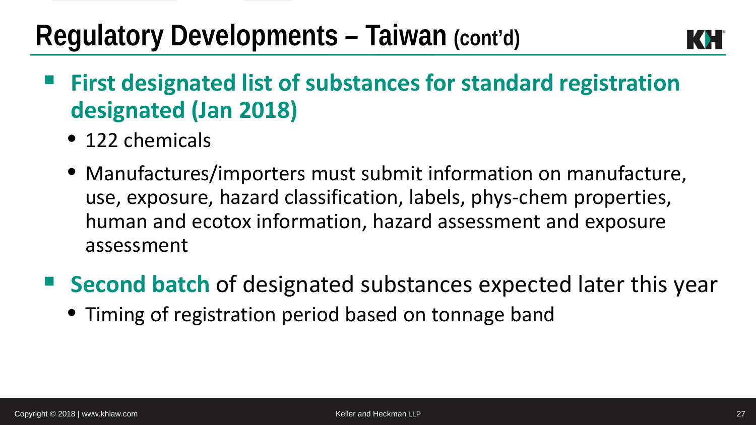# Regulatory Developments – Taiwan (cont'd)

- **First designated list of substances for standard registration designated (Jan 2018)**
  - 122 chemicals
  - Manufactures/importers must submit information on manufacture, use, exposure, hazard classification, labels, phys-chem properties, human and ecotox information, hazard assessment and exposure assessment
- **Second batch** of designated substances expected later this year
  - Timing of registration period based on tonnage band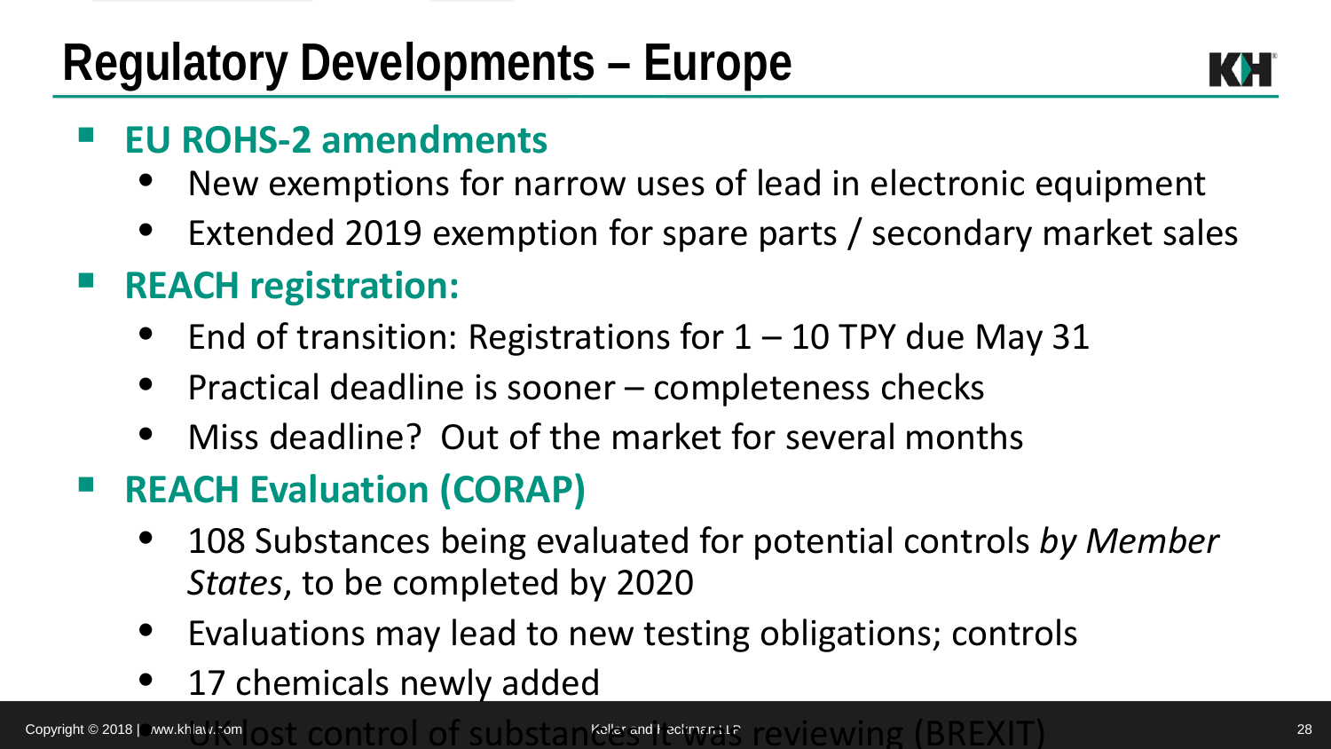# Regulatory Developments – Europe

- **EU ROHS-2 amendments**
  - New exemptions for narrow uses of lead in electronic equipment
  - Extended 2019 exemption for spare parts / secondary market sales
- **REACH registration:**
  - End of transition: Registrations for 1 – 10 TPY due May 31
  - Practical deadline is sooner – completeness checks
  - Miss deadline? Out of the market for several months
- **REACH Evaluation (CORAP)**
  - 108 Substances being evaluated for potential controls *by Member States*, to be completed by 2020
  - Evaluations may lead to new testing obligations; controls
  - 17 chemicals newly added
  - UK lost control of substances it was reviewing (BREXIT)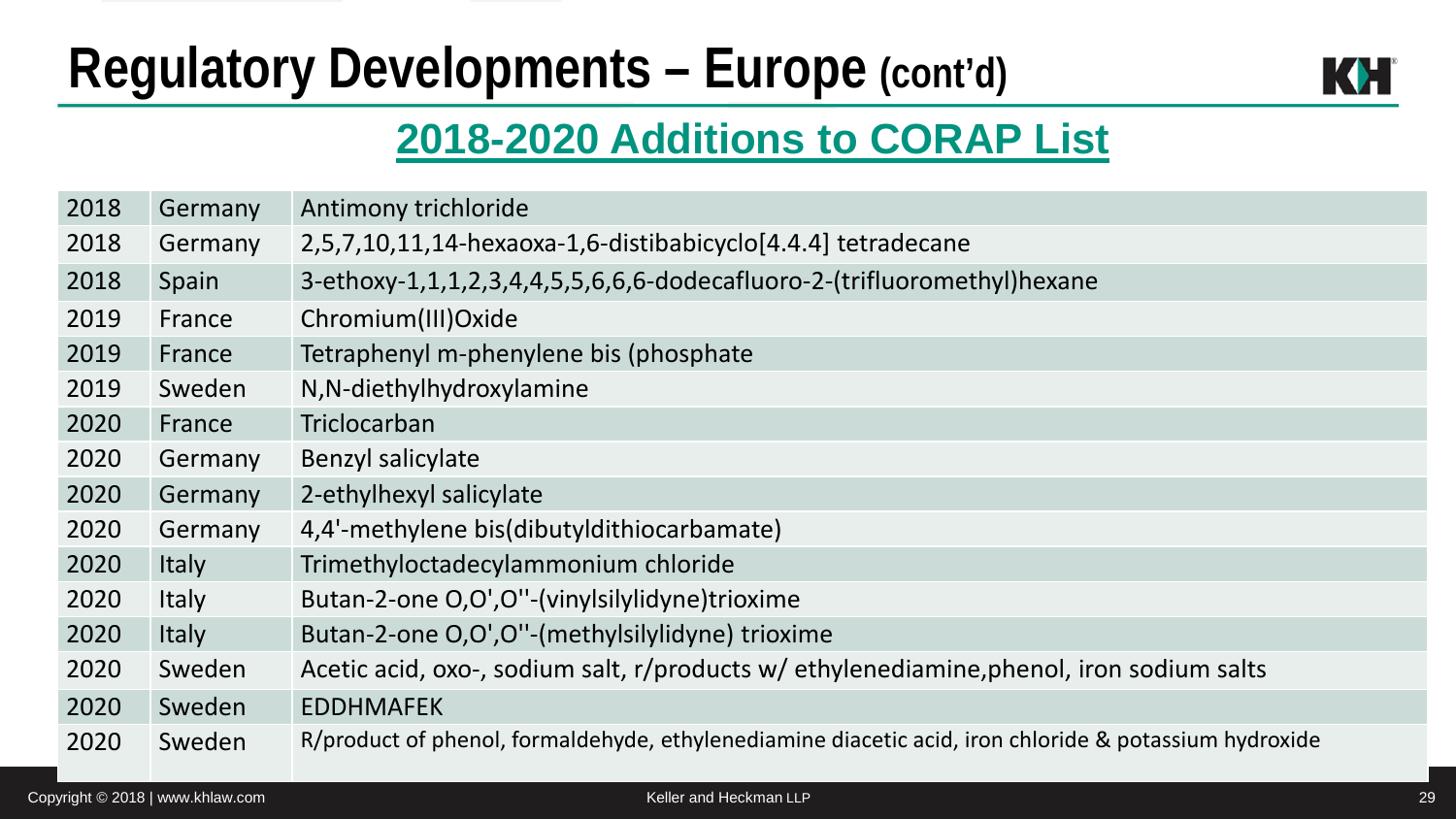# Regulatory Developments – Europe (cont'd)

## 2018-2020 Additions to CORAP List

| | | |
|---|---|---|
| 2018 | Germany | Antimony trichloride |
| 2018 | Germany | 2,5,7,10,11,14-hexaoxa-1,6-distibabicyclo[4.4.4] tetradecane |
| 2018 | Spain | 3-ethoxy-1,1,1,2,3,4,4,5,5,6,6,6-dodecafluoro-2-(trifluoromethyl)hexane |
| 2019 | France | Chromium(III)Oxide |
| 2019 | France | Tetraphenyl m-phenylene bis (phosphate |
| 2019 | Sweden | N,N-diethylhydroxylamine |
| 2020 | France | Triclocarban |
| 2020 | Germany | Benzyl salicylate |
| 2020 | Germany | 2-ethylhexyl salicylate |
| 2020 | Germany | 4,4'-methylene bis(dibutyldithiocarbamate) |
| 2020 | Italy | Trimethyloctadecylammonium chloride |
| 2020 | Italy | Butan-2-one O,O',O''-(vinylsilylidyne)trioxime |
| 2020 | Italy | Butan-2-one O,O',O''-(methylsilylidyne) trioxime |
| 2020 | Sweden | Acetic acid, oxo-, sodium salt, r/products w/ ethylenediamine,phenol, iron sodium salts |
| 2020 | Sweden | EDDHMAFEK |
| 2020 | Sweden | R/product of phenol, formaldehyde, ethylenediamine diacetic acid, iron chloride & potassium hydroxide |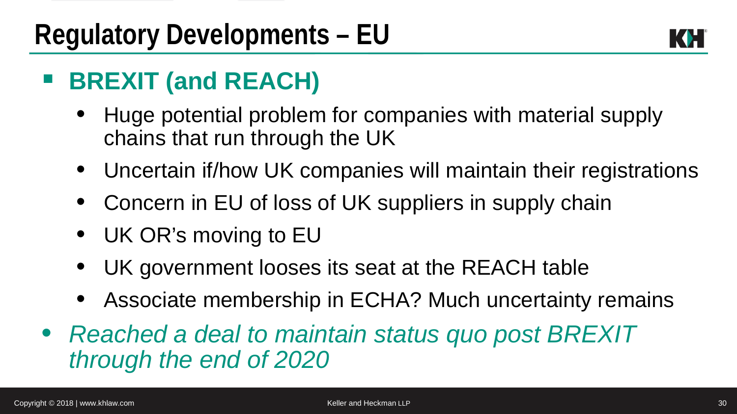# Regulatory Developments – EU

- **BREXIT (and REACH)**
  - Huge potential problem for companies with material supply chains that run through the UK
  - Uncertain if/how UK companies will maintain their registrations
  - Concern in EU of loss of UK suppliers in supply chain
  - UK OR's moving to EU
  - UK government looses its seat at the REACH table
  - Associate membership in ECHA? Much uncertainty remains
- *Reached a deal to maintain status quo post BREXIT through the end of 2020*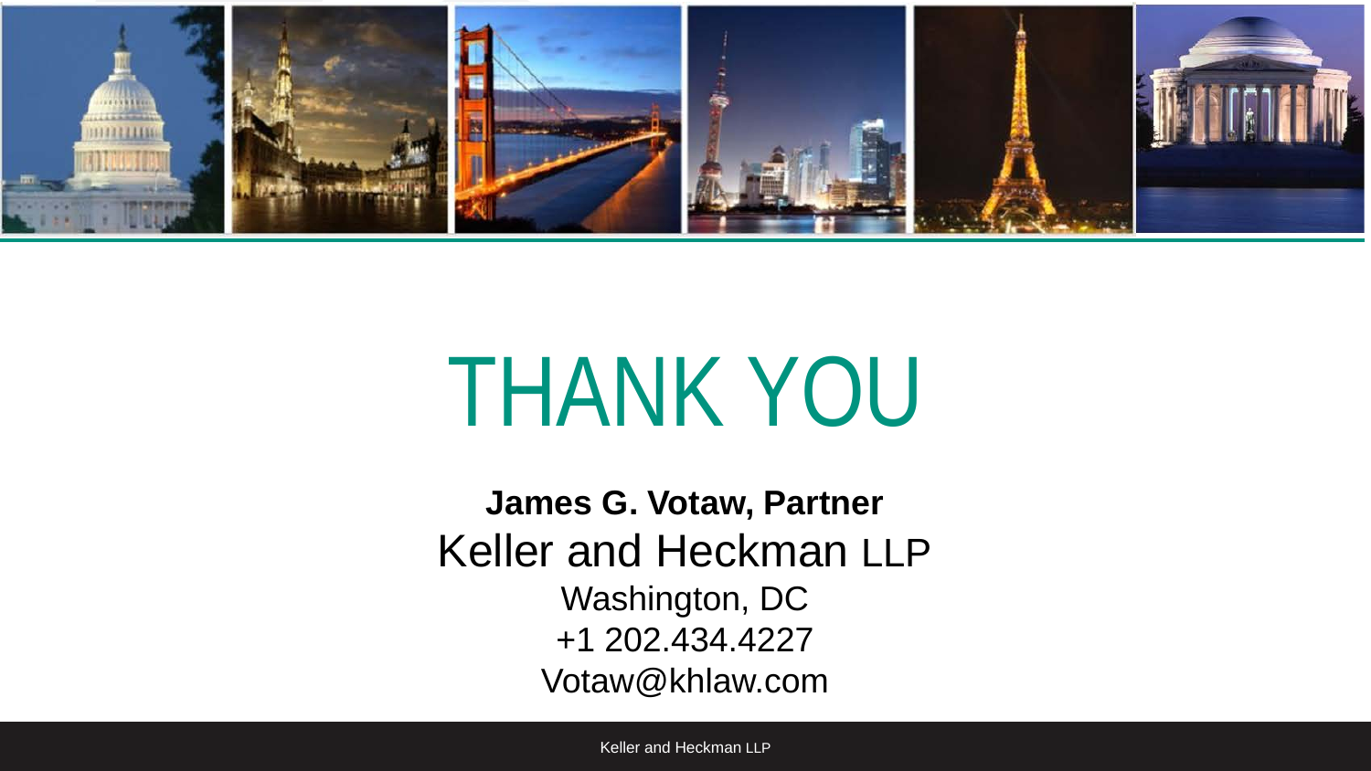# THANK YOU

**James G. Votaw, Partner**

Keller and Heckman LLP

Washington, DC

+1 202.434.4227

Votaw@khlaw.com